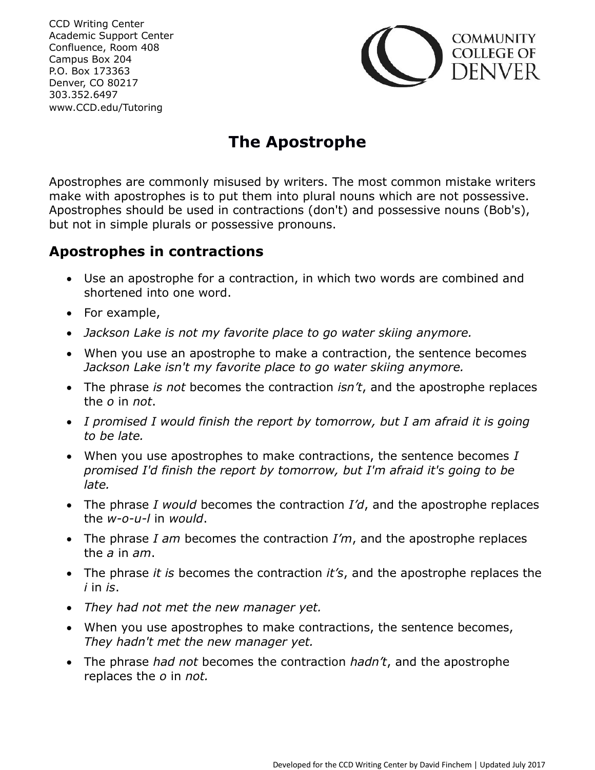CCD Writing Center
Academic Support Center
Confluence, Room 408
Campus Box 204
P.O. Box 173363
Denver, CO 80217
303.352.6497
www.CCD.edu/Tutoring

COMMUNITY COLLEGE OF DENVER

# The Apostrophe

Apostrophes are commonly misused by writers. The most common mistake writers make with apostrophes is to put them into plural nouns which are not possessive. Apostrophes should be used in contractions (don't) and possessive nouns (Bob's), but not in simple plurals or possessive pronouns.

## Apostrophes in contractions

- Use an apostrophe for a contraction, in which two words are combined and shortened into one word.
- For example,
- *Jackson Lake is not my favorite place to go water skiing anymore.*
- When you use an apostrophe to make a contraction, the sentence becomes *Jackson Lake isn't my favorite place to go water skiing anymore.*
- The phrase *is not* becomes the contraction *isn't*, and the apostrophe replaces the *o* in *not*.
- *I promised I would finish the report by tomorrow, but I am afraid it is going to be late.*
- When you use apostrophes to make contractions, the sentence becomes *I promised I'd finish the report by tomorrow, but I'm afraid it's going to be late.*
- The phrase *I would* becomes the contraction *I'd*, and the apostrophe replaces the *w-o-u-l* in *would*.
- The phrase *I am* becomes the contraction *I'm*, and the apostrophe replaces the *a* in *am*.
- The phrase *it is* becomes the contraction *it's*, and the apostrophe replaces the *i* in *is*.
- *They had not met the new manager yet.*
- When you use apostrophes to make contractions, the sentence becomes, *They hadn't met the new manager yet.*
- The phrase *had not* becomes the contraction *hadn't*, and the apostrophe replaces the *o* in *not.*

Developed for the CCD Writing Center by David Finchem | Updated July 2017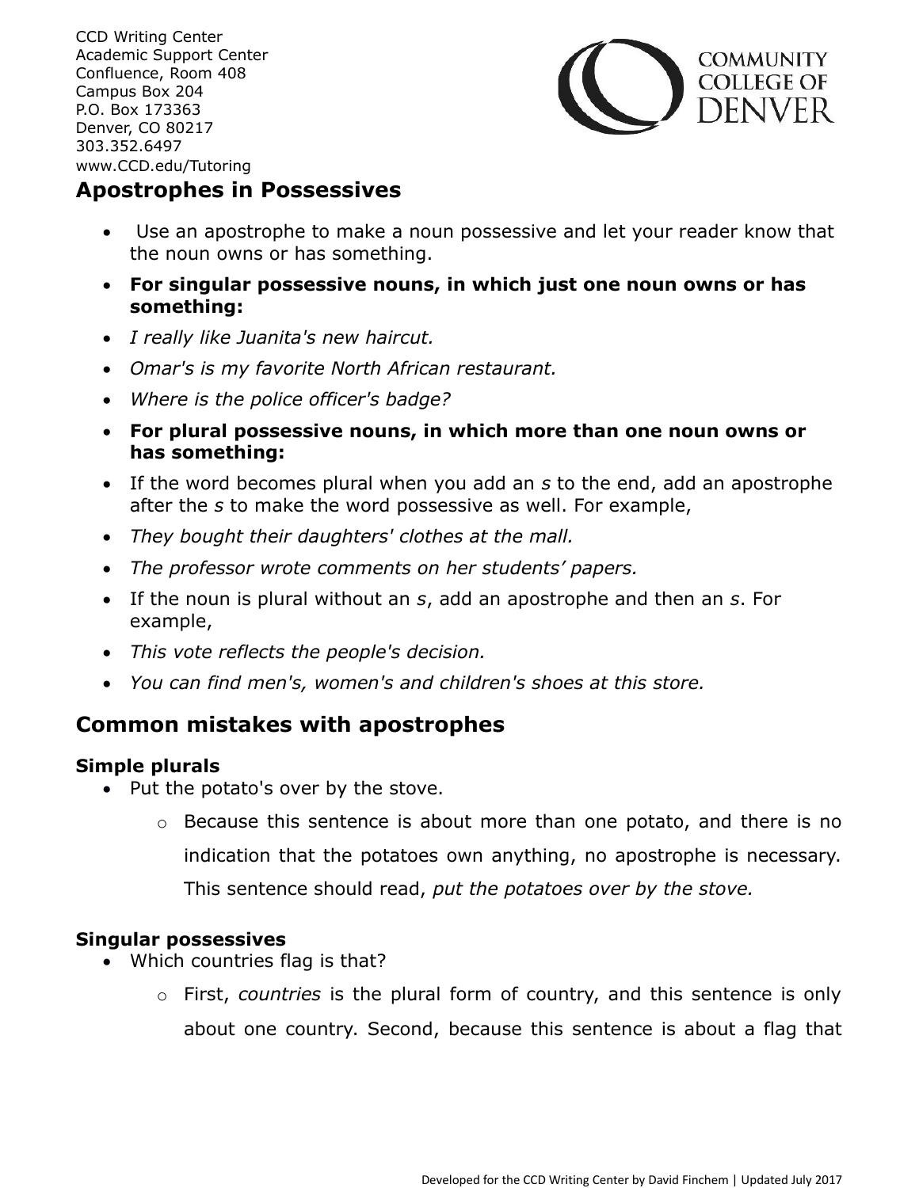CCD Writing Center
Academic Support Center
Confluence, Room 408
Campus Box 204
P.O. Box 173363
Denver, CO 80217
303.352.6497
www.CCD.edu/Tutoring

## Apostrophes in Possessives

- Use an apostrophe to make a noun possessive and let your reader know that the noun owns or has something.
- **For singular possessive nouns, in which just one noun owns or has something:**
- *I really like Juanita's new haircut.*
- *Omar's is my favorite North African restaurant.*
- *Where is the police officer's badge?*
- **For plural possessive nouns, in which more than one noun owns or has something:**
- If the word becomes plural when you add an *s* to the end, add an apostrophe after the *s* to make the word possessive as well. For example,
- *They bought their daughters' clothes at the mall.*
- *The professor wrote comments on her students' papers.*
- If the noun is plural without an *s*, add an apostrophe and then an *s*. For example,
- *This vote reflects the people's decision.*
- *You can find men's, women's and children's shoes at this store.*

## Common mistakes with apostrophes

### Simple plurals

- Put the potato's over by the stove.
  - Because this sentence is about more than one potato, and there is no indication that the potatoes own anything, no apostrophe is necessary. This sentence should read, *put the potatoes over by the stove.*

### Singular possessives

- Which countries flag is that?
  - First, *countries* is the plural form of country, and this sentence is only about one country. Second, because this sentence is about a flag that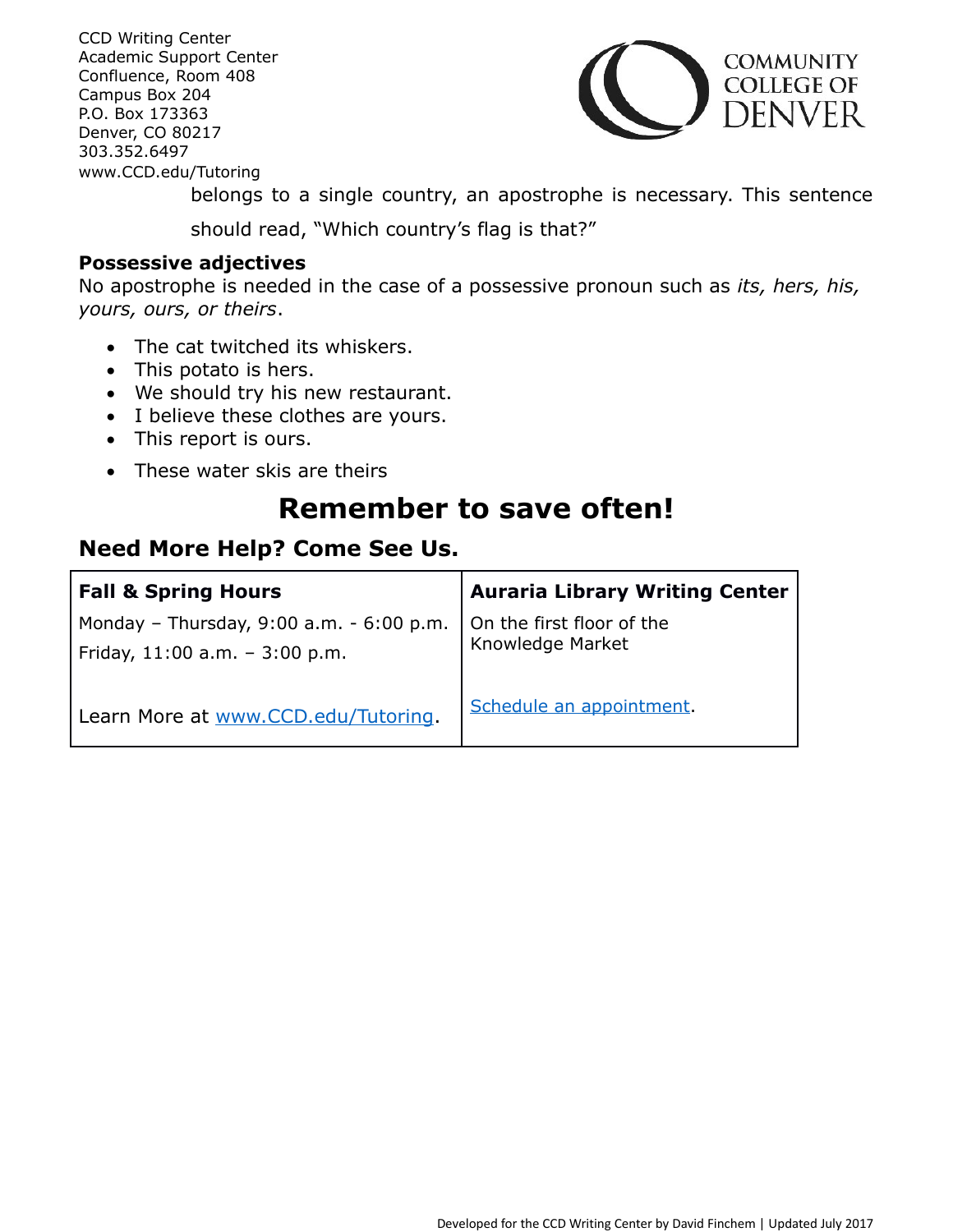CCD Writing Center
Academic Support Center
Confluence, Room 408
Campus Box 204
P.O. Box 173363
Denver, CO 80217
303.352.6497
www.CCD.edu/Tutoring

belongs to a single country, an apostrophe is necessary. This sentence should read, "Which country's flag is that?"

**Possessive adjectives**

No apostrophe is needed in the case of a possessive pronoun such as *its, hers, his, yours, ours, or theirs*.

- The cat twitched its whiskers.
- This potato is hers.
- We should try his new restaurant.
- I believe these clothes are yours.
- This report is ours.
- These water skis are theirs

# Remember to save often!

## Need More Help? Come See Us.

| **Fall & Spring Hours** | **Auraria Library Writing Center** |
|---|---|
| Monday – Thursday, 9:00 a.m. - 6:00 p.m.<br>Friday, 11:00 a.m. – 3:00 p.m.<br><br>Learn More at www.CCD.edu/Tutoring. | On the first floor of the Knowledge Market<br><br>Schedule an appointment. |

Developed for the CCD Writing Center by David Finchem | Updated July 2017